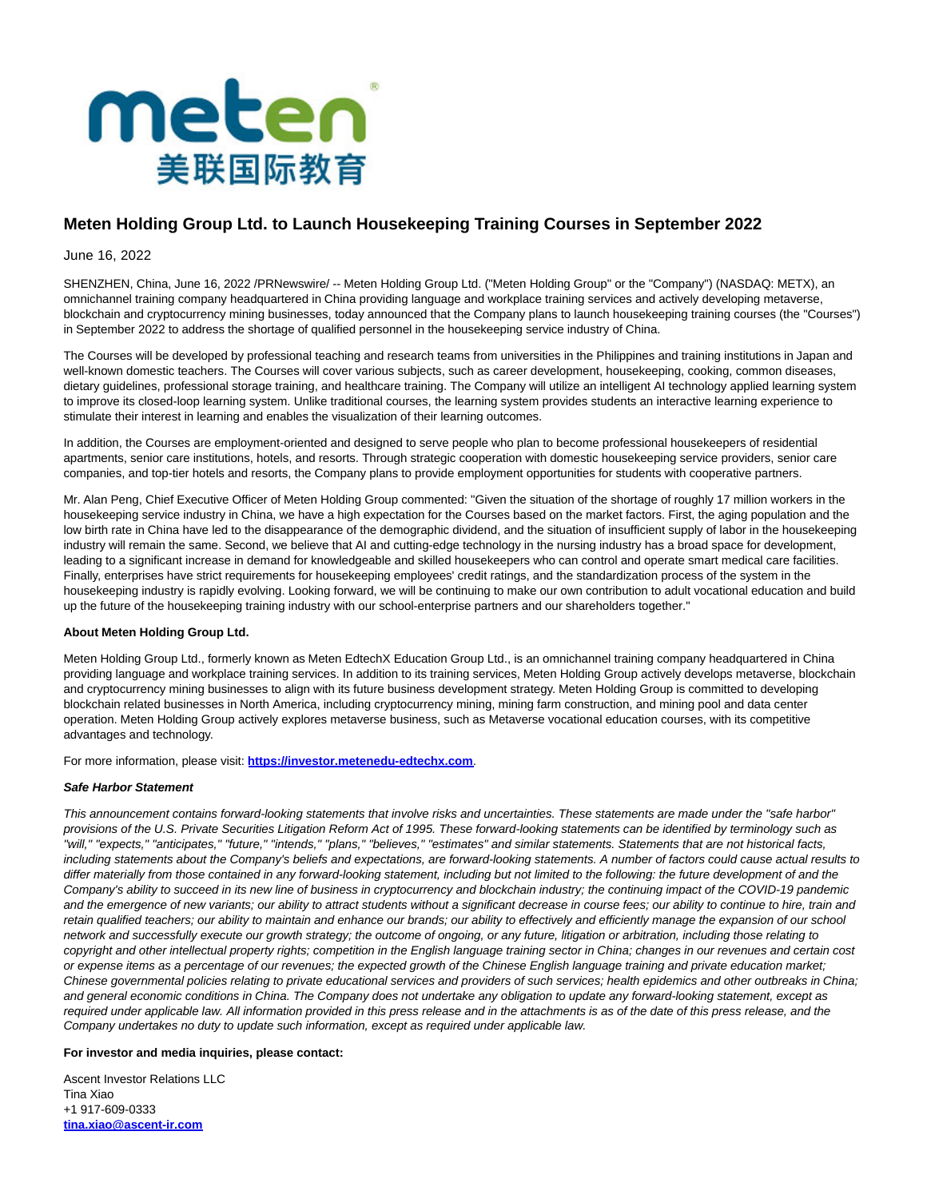# Meten Holding Group Ltd. to Launch Housekeeping Training Courses in September 2022

June 16, 2022

SHENZHEN, China, June 16, 2022 /PRNewswire/ -- Meten Holding Group Ltd. ("Meten Holding Group" or the "Company") (NASDAQ: METX), an omnichannel training company headquartered in China providing language and workplace training services and actively developing metaverse, blockchain and cryptocurrency mining businesses, today announced that the Company plans to launch housekeeping training courses (the "Courses") in September 2022 to address the shortage of qualified personnel in the housekeeping service industry of China.

The Courses will be developed by professional teaching and research teams from universities in the Philippines and training institutions in Japan and well-known domestic teachers. The Courses will cover various subjects, such as career development, housekeeping, cooking, common diseases, dietary guidelines, professional storage training, and healthcare training. The Company will utilize an intelligent AI technology applied learning system to improve its closed-loop learning system. Unlike traditional courses, the learning system provides students an interactive learning experience to stimulate their interest in learning and enables the visualization of their learning outcomes.

In addition, the Courses are employment-oriented and designed to serve people who plan to become professional housekeepers of residential apartments, senior care institutions, hotels, and resorts. Through strategic cooperation with domestic housekeeping service providers, senior care companies, and top-tier hotels and resorts, the Company plans to provide employment opportunities for students with cooperative partners.

Mr. Alan Peng, Chief Executive Officer of Meten Holding Group commented: "Given the situation of the shortage of roughly 17 million workers in the housekeeping service industry in China, we have a high expectation for the Courses based on the market factors. First, the aging population and the low birth rate in China have led to the disappearance of the demographic dividend, and the situation of insufficient supply of labor in the housekeeping industry will remain the same. Second, we believe that AI and cutting-edge technology in the nursing industry has a broad space for development, leading to a significant increase in demand for knowledgeable and skilled housekeepers who can control and operate smart medical care facilities. Finally, enterprises have strict requirements for housekeeping employees' credit ratings, and the standardization process of the system in the housekeeping industry is rapidly evolving. Looking forward, we will be continuing to make our own contribution to adult vocational education and build up the future of the housekeeping training industry with our school-enterprise partners and our shareholders together."

**About Meten Holding Group Ltd.**

Meten Holding Group Ltd., formerly known as Meten EdtechX Education Group Ltd., is an omnichannel training company headquartered in China providing language and workplace training services. In addition to its training services, Meten Holding Group actively develops metaverse, blockchain and cryptocurrency mining businesses to align with its future business development strategy. Meten Holding Group is committed to developing blockchain related businesses in North America, including cryptocurrency mining, mining farm construction, and mining pool and data center operation. Meten Holding Group actively explores metaverse business, such as Metaverse vocational education courses, with its competitive advantages and technology.

For more information, please visit: **https://investor.metenedu-edtechx.com**.

***Safe Harbor Statement***

*This announcement contains forward-looking statements that involve risks and uncertainties. These statements are made under the "safe harbor" provisions of the U.S. Private Securities Litigation Reform Act of 1995. These forward-looking statements can be identified by terminology such as "will," "expects," "anticipates," "future," "intends," "plans," "believes," "estimates" and similar statements. Statements that are not historical facts, including statements about the Company's beliefs and expectations, are forward-looking statements. A number of factors could cause actual results to differ materially from those contained in any forward-looking statement, including but not limited to the following: the future development of and the Company's ability to succeed in its new line of business in cryptocurrency and blockchain industry; the continuing impact of the COVID-19 pandemic and the emergence of new variants; our ability to attract students without a significant decrease in course fees; our ability to continue to hire, train and retain qualified teachers; our ability to maintain and enhance our brands; our ability to effectively and efficiently manage the expansion of our school network and successfully execute our growth strategy; the outcome of ongoing, or any future, litigation or arbitration, including those relating to copyright and other intellectual property rights; competition in the English language training sector in China; changes in our revenues and certain cost or expense items as a percentage of our revenues; the expected growth of the Chinese English language training and private education market; Chinese governmental policies relating to private educational services and providers of such services; health epidemics and other outbreaks in China; and general economic conditions in China. The Company does not undertake any obligation to update any forward-looking statement, except as required under applicable law. All information provided in this press release and in the attachments is as of the date of this press release, and the Company undertakes no duty to update such information, except as required under applicable law.*

**For investor and media inquiries, please contact:**

Ascent Investor Relations LLC
Tina Xiao
+1 917-609-0333
**tina.xiao@ascent-ir.com**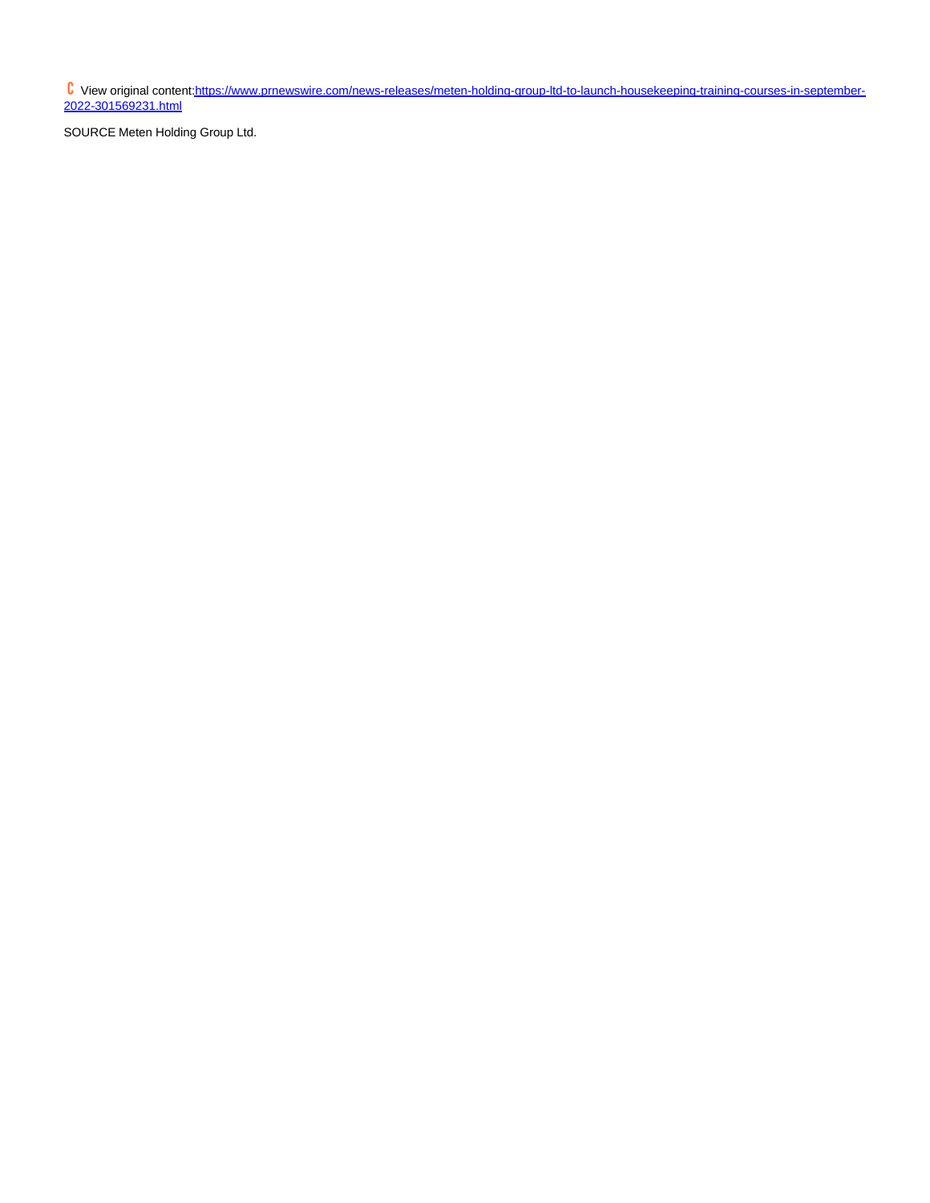View original content:[https://www.prnewswire.com/news-releases/meten-holding-group-ltd-to-launch-housekeeping-training-courses-in-september-2022-301569231.html](https://www.prnewswire.com/news-releases/meten-holding-group-ltd-to-launch-housekeeping-training-courses-in-september-2022-301569231.html)

SOURCE Meten Holding Group Ltd.